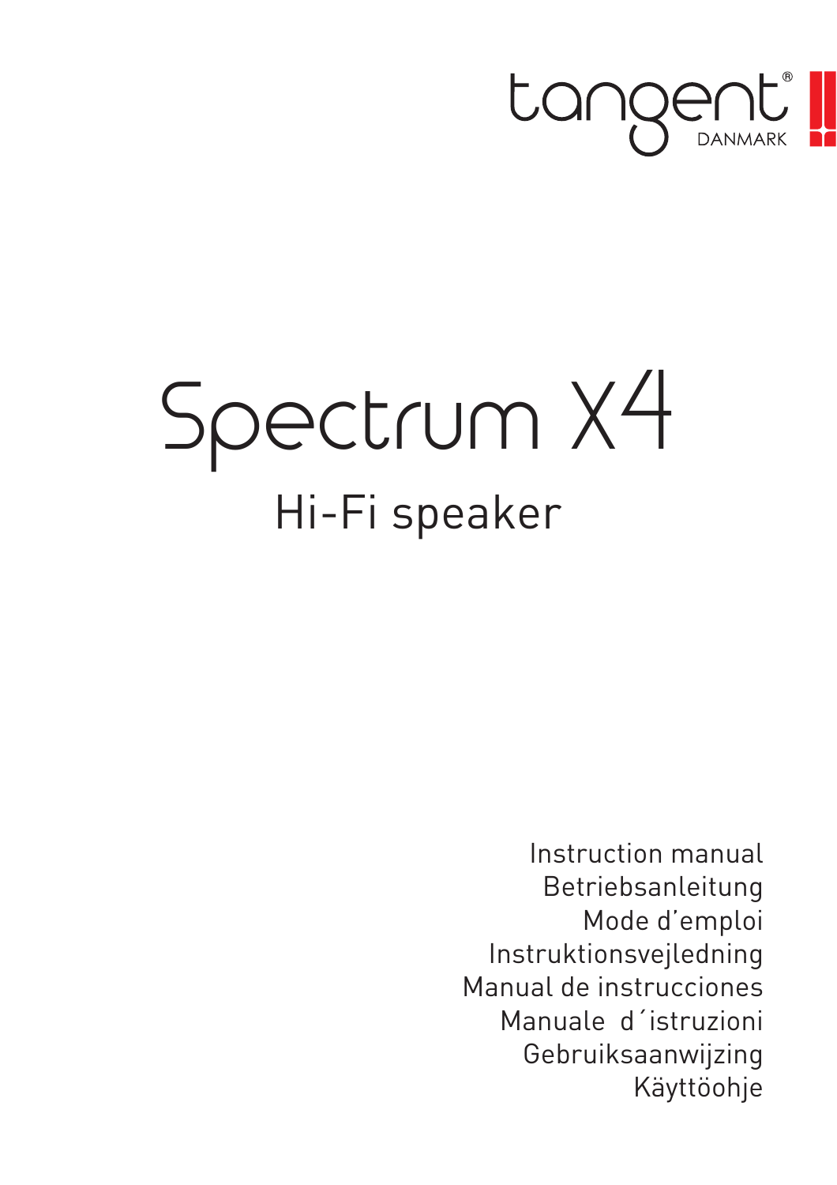tangent® DANMARK

# Spectrum X4

## Hi-Fi speaker

Instruction manual
Betriebsanleitung
Mode d'emploi
Instruktionsvejledning
Manual de instrucciones
Manuale d´istruzioni
Gebruiksaanwijzing
Käyttöohje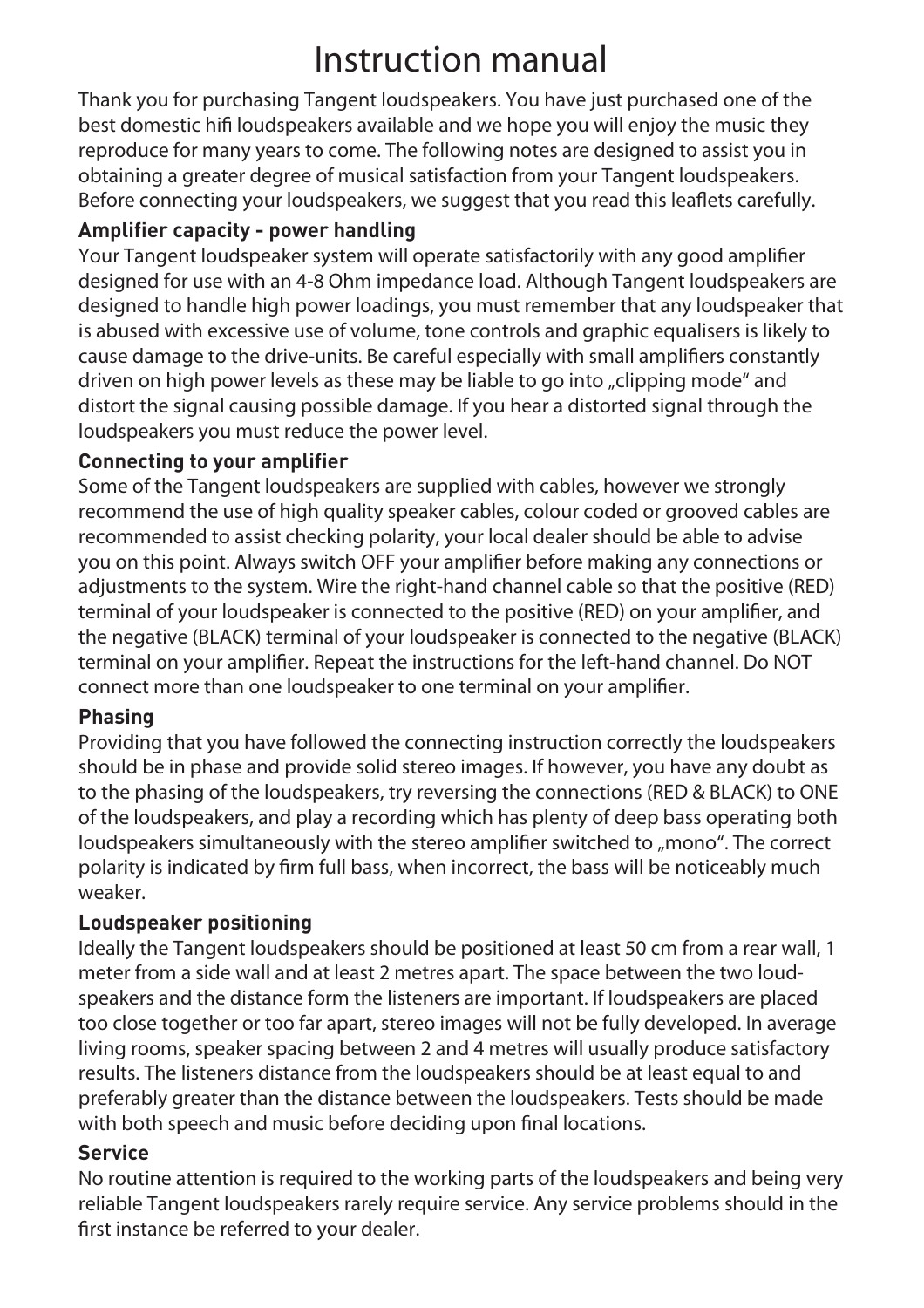# Instruction manual

Thank you for purchasing Tangent loudspeakers. You have just purchased one of the best domestic hifi loudspeakers available and we hope you will enjoy the music they reproduce for many years to come. The following notes are designed to assist you in obtaining a greater degree of musical satisfaction from your Tangent loudspeakers. Before connecting your loudspeakers, we suggest that you read this leaflets carefully.

## Amplifier capacity - power handling

Your Tangent loudspeaker system will operate satisfactorily with any good amplifier designed for use with an 4-8 Ohm impedance load. Although Tangent loudspeakers are designed to handle high power loadings, you must remember that any loudspeaker that is abused with excessive use of volume, tone controls and graphic equalisers is likely to cause damage to the drive-units. Be careful especially with small amplifiers constantly driven on high power levels as these may be liable to go into „clipping mode" and distort the signal causing possible damage. If you hear a distorted signal through the loudspeakers you must reduce the power level.

## Connecting to your amplifier

Some of the Tangent loudspeakers are supplied with cables, however we strongly recommend the use of high quality speaker cables, colour coded or grooved cables are recommended to assist checking polarity, your local dealer should be able to advise you on this point. Always switch OFF your amplifier before making any connections or adjustments to the system. Wire the right-hand channel cable so that the positive (RED) terminal of your loudspeaker is connected to the positive (RED) on your amplifier, and the negative (BLACK) terminal of your loudspeaker is connected to the negative (BLACK) terminal on your amplifier. Repeat the instructions for the left-hand channel. Do NOT connect more than one loudspeaker to one terminal on your amplifier.

## Phasing

Providing that you have followed the connecting instruction correctly the loudspeakers should be in phase and provide solid stereo images. If however, you have any doubt as to the phasing of the loudspeakers, try reversing the connections (RED & BLACK) to ONE of the loudspeakers, and play a recording which has plenty of deep bass operating both loudspeakers simultaneously with the stereo amplifier switched to „mono". The correct polarity is indicated by firm full bass, when incorrect, the bass will be noticeably much weaker.

## Loudspeaker positioning

Ideally the Tangent loudspeakers should be positioned at least 50 cm from a rear wall, 1 meter from a side wall and at least 2 metres apart. The space between the two loudspeakers and the distance form the listeners are important. If loudspeakers are placed too close together or too far apart, stereo images will not be fully developed. In average living rooms, speaker spacing between 2 and 4 metres will usually produce satisfactory results. The listeners distance from the loudspeakers should be at least equal to and preferably greater than the distance between the loudspeakers. Tests should be made with both speech and music before deciding upon final locations.

## Service

No routine attention is required to the working parts of the loudspeakers and being very reliable Tangent loudspeakers rarely require service. Any service problems should in the first instance be referred to your dealer.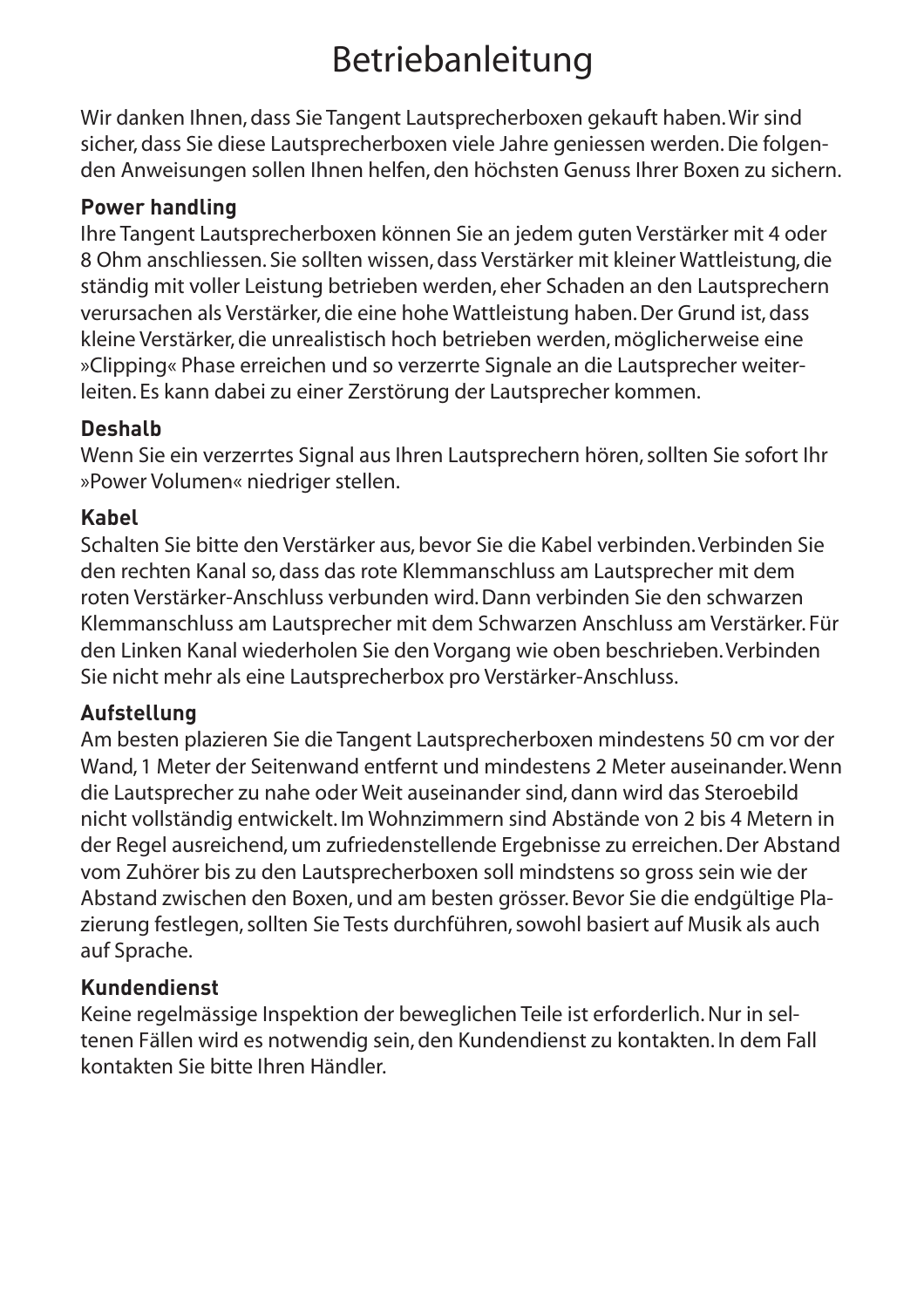# Betriebanleitung

Wir danken Ihnen, dass Sie Tangent Lautsprecherboxen gekauft haben. Wir sind sicher, dass Sie diese Lautsprecherboxen viele Jahre geniessen werden. Die folgenden Anweisungen sollen Ihnen helfen, den höchsten Genuss Ihrer Boxen zu sichern.

**Power handling**

Ihre Tangent Lautsprecherboxen können Sie an jedem guten Verstärker mit 4 oder 8 Ohm anschliessen. Sie sollten wissen, dass Verstärker mit kleiner Wattleistung, die ständig mit voller Leistung betrieben werden, eher Schaden an den Lautsprechern verursachen als Verstärker, die eine hohe Wattleistung haben. Der Grund ist, dass kleine Verstärker, die unrealistisch hoch betrieben werden, möglicherweise eine »Clipping« Phase erreichen und so verzerrte Signale an die Lautsprecher weiterleiten. Es kann dabei zu einer Zerstörung der Lautsprecher kommen.

**Deshalb**

Wenn Sie ein verzerrtes Signal aus Ihren Lautsprechern hören, sollten Sie sofort Ihr »Power Volumen« niedriger stellen.

**Kabel**

Schalten Sie bitte den Verstärker aus, bevor Sie die Kabel verbinden. Verbinden Sie den rechten Kanal so, dass das rote Klemmanschluss am Lautsprecher mit dem roten Verstärker-Anschluss verbunden wird. Dann verbinden Sie den schwarzen Klemmanschluss am Lautsprecher mit dem Schwarzen Anschluss am Verstärker. Für den Linken Kanal wiederholen Sie den Vorgang wie oben beschrieben. Verbinden Sie nicht mehr als eine Lautsprecherbox pro Verstärker-Anschluss.

**Aufstellung**

Am besten plazieren Sie die Tangent Lautsprecherboxen mindestens 50 cm vor der Wand, 1 Meter der Seitenwand entfernt und mindestens 2 Meter auseinander. Wenn die Lautsprecher zu nahe oder Weit auseinander sind, dann wird das Steroebild nicht vollständig entwickelt. Im Wohnzimmern sind Abstände von 2 bis 4 Metern in der Regel ausreichend, um zufriedenstellende Ergebnisse zu erreichen. Der Abstand vom Zuhörer bis zu den Lautsprecherboxen soll mindstens so gross sein wie der Abstand zwischen den Boxen, und am besten grösser. Bevor Sie die endgültige Plazierung festlegen, sollten Sie Tests durchführen, sowohl basiert auf Musik als auch auf Sprache.

**Kundendienst**

Keine regelmässige Inspektion der beweglichen Teile ist erforderlich. Nur in seltenen Fällen wird es notwendig sein, den Kundendienst zu kontakten. In dem Fall kontakten Sie bitte Ihren Händler.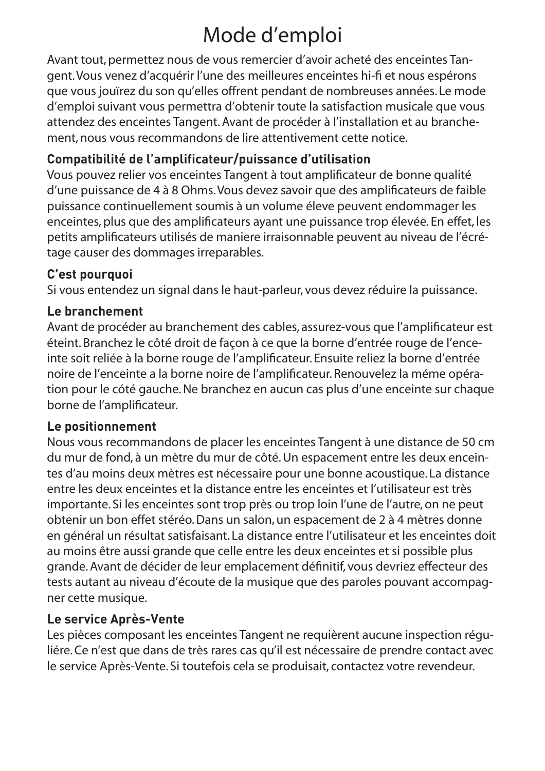# Mode d'emploi

Avant tout, permettez nous de vous remercier d'avoir acheté des enceintes Tangent. Vous venez d'acquérir l'une des meilleures enceintes hi-fi et nous espérons que vous jouïrez du son qu'elles offrent pendant de nombreuses années. Le mode d'emploi suivant vous permettra d'obtenir toute la satisfaction musicale que vous attendez des enceintes Tangent. Avant de procéder à l'installation et au branchement, nous vous recommandons de lire attentivement cette notice.

**Compatibilité de l'amplificateur/puissance d'utilisation**

Vous pouvez relier vos enceintes Tangent à tout amplificateur de bonne qualité d'une puissance de 4 à 8 Ohms. Vous devez savoir que des amplificateurs de faible puissance continuellement soumis à un volume éleve peuvent endommager les enceintes, plus que des amplificateurs ayant une puissance trop élevée. En effet, les petits amplificateurs utilisés de maniere irraisonnable peuvent au niveau de l'écrétage causer des dommages irreparables.

**C'est pourquoi**

Si vous entendez un signal dans le haut-parleur, vous devez réduire la puissance.

**Le branchement**

Avant de procéder au branchement des cables, assurez-vous que l'amplificateur est éteint. Branchez le côté droit de façon à ce que la borne d'entrée rouge de l'enceinte soit reliée à la borne rouge de l'amplificateur. Ensuite reliez la borne d'entrée noire de l'enceinte a la borne noire de l'amplificateur. Renouvelez la méme opération pour le cóté gauche. Ne branchez en aucun cas plus d'une enceinte sur chaque borne de l'amplificateur.

**Le positionnement**

Nous vous recommandons de placer les enceintes Tangent à une distance de 50 cm du mur de fond, à un mètre du mur de côté. Un espacement entre les deux enceintes d'au moins deux mètres est nécessaire pour une bonne acoustique. La distance entre les deux enceintes et la distance entre les enceintes et l'utilisateur est très importante. Si les enceintes sont trop près ou trop loin l'une de l'autre, on ne peut obtenir un bon effet stéréo. Dans un salon, un espacement de 2 à 4 mètres donne en général un résultat satisfaisant. La distance entre l'utilisateur et les enceintes doit au moins être aussi grande que celle entre les deux enceintes et si possible plus grande. Avant de décider de leur emplacement définitif, vous devriez effecteur des tests autant au niveau d'écoute de la musique que des paroles pouvant accompagner cette musique.

**Le service Après-Vente**

Les pièces composant les enceintes Tangent ne requièrent aucune inspection réguliére. Ce n'est que dans de très rares cas qu'il est nécessaire de prendre contact avec le service Après-Vente. Si toutefois cela se produisait, contactez votre revendeur.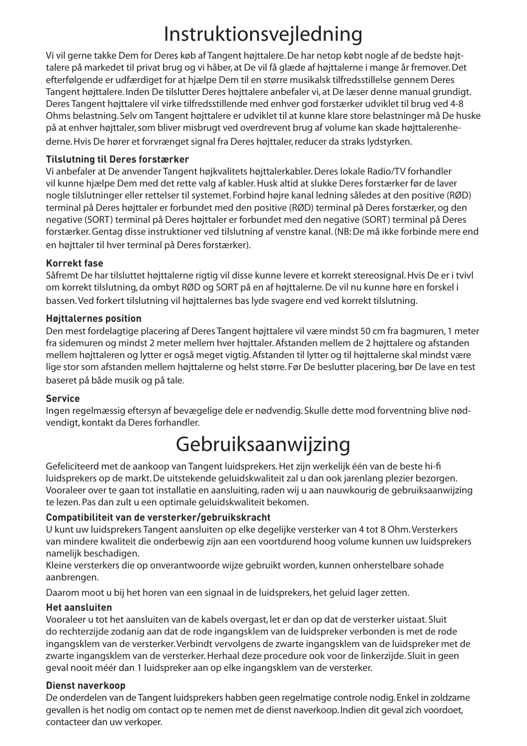# Instruktionsvejledning

Vi vil gerne takke Dem for Deres køb af Tangent højttalere. De har netop købt nogle af de bedste højttalere på markedet til privat brug og vi håber, at De vil få glæde af højttalerne i mange år fremover. Det efterfølgende er udfærdiget for at hjælpe Dem til en større musikalsk tilfredsstillelse gennem Deres Tangent højttalere. Inden De tilslutter Deres højttalere anbefaler vi, at De læser denne manual grundigt. Deres Tangent højttalere vil virke tilfredsstillende med enhver god forstærker udviklet til brug ved 4-8 Ohms belastning. Selv om Tangent højttalere er udviklet til at kunne klare store belastninger må De huske på at enhver højttaler, som bliver misbrugt ved overdrevent brug af volume kan skade højttalerenhederne. Hvis De hører et forvrænget signal fra Deres højttaler, reducer da straks lydstyrken.

**Tilslutning til Deres forstærker**

Vi anbefaler at De anvender Tangent højkvalitets højttalerkabler. Deres lokale Radio/TV forhandler vil kunne hjælpe Dem med det rette valg af kabler. Husk altid at slukke Deres forstærker før de laver nogle tilslutninger eller rettelser til systemet. Forbind højre kanal ledning således at den positive (RØD) terminal på Deres højttaler er forbundet med den positive (RØD) terminal på Deres forstærker, og den negative (SORT) terminal på Deres højttaler er forbundet med den negative (SORT) terminal på Deres forstærker. Gentag disse instruktioner ved tilslutning af venstre kanal. (NB: De må ikke forbinde mere end en højttaler til hver terminal på Deres forstærker).

**Korrekt fase**

Såfremt De har tilsluttet højttalerne rigtig vil disse kunne levere et korrekt stereosignal. Hvis De er i tvivl om korrekt tilslutning, da ombyt RØD og SORT på en af højttalerne. De vil nu kunne høre en forskel i bassen. Ved forkert tilslutning vil højttalernes bas lyde svagere end ved korrekt tilslutning.

**Højttalernes position**

Den mest fordelagtige placering af Deres Tangent højttalere vil være mindst 50 cm fra bagmuren, 1 meter fra sidemuren og mindst 2 meter mellem hver højttaler. Afstanden mellem de 2 højttalere og afstanden mellem højttaleren og lytter er også meget vigtig. Afstanden til lytter og til højttalerne skal mindst være lige stor som afstanden mellem højttalerne og helst større. Før De beslutter placering, bør De lave en test baseret på både musik og på tale.

**Service**

Ingen regelmæssig eftersyn af bevægelige dele er nødvendig. Skulle dette mod forventning blive nødvendigt, kontakt da Deres forhandler.

# Gebruiksaanwijzing

Gefeliciteerd met de aankoop van Tangent luidsprekers. Het zijn werkelijk één van de beste hi-fi luidsprekers op de markt. De uitstekende geluidskwaliteit zal u dan ook jarenlang plezier bezorgen. Vooraleer over te gaan tot installatie en aansluiting, raden wij u aan nauwkourig de gebruiksaanwijzing te lezen. Pas dan zult u een optimale geluidskwaliteit bekomen.

**Compatibiliteit van de versterker/gebruikskracht**

U kunt uw luidsprekers Tangent aansluiten op elke degelijke versterker van 4 tot 8 Ohm. Versterkers van mindere kwaliteit die onderbewig zijn aan een voortdurend hoog volume kunnen uw luidsprekers namelijk beschadigen.

Kleine versterkers die op onverantwoorde wijze gebruikt worden, kunnen onherstelbare sohade aanbrengen.

Daarom moot u bij het horen van een signaal in de luidsprekers, het geluid lager zetten.

**Het aansluiten**

Vooraleer u tot het aansluiten van de kabels overgast, let er dan op dat de versterker uistaat. Sluit do rechterzijde zodanig aan dat de rode ingangsklem van de luidspreker verbonden is met de rode ingangsklem van de versterker. Verbindt vervolgens de zwarte ingangsklem van de luidspreker met de zwarte ingangsklem van de versterker. Herhaal deze procedure ook voor de linkerzijde. Sluit in geen geval nooit méér dan 1 luidspreker aan op elke ingangsklem van de versterker.

**Dienst naverkoop**

De onderdelen van de Tangent luidsprekers habben geen regelmatige controle nodig. Enkel in zoldzame gevallen is het nodig om contact op te nemen met de dienst naverkoop. Indien dit geval zich voordoet, contacteer dan uw verkoper.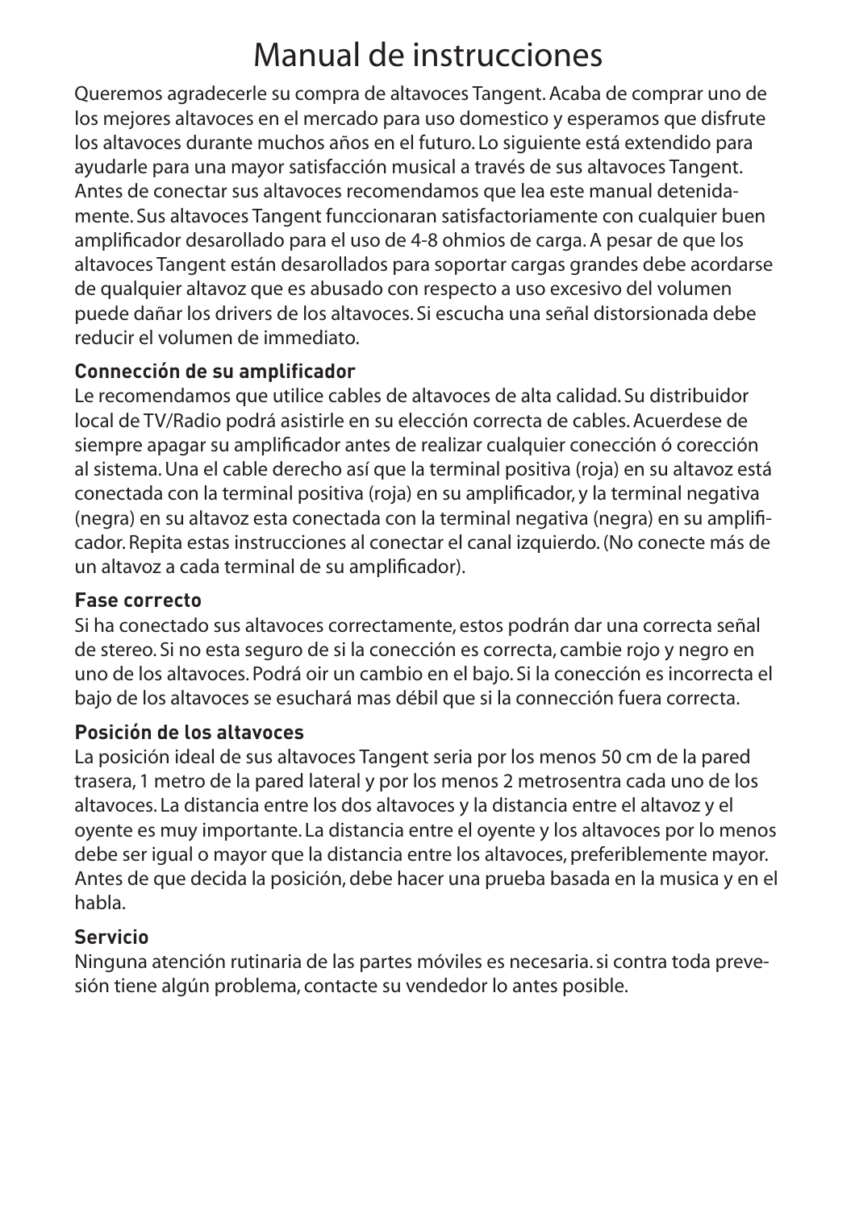# Manual de instrucciones

Queremos agradecerle su compra de altavoces Tangent. Acaba de comprar uno de los mejores altavoces en el mercado para uso domestico y esperamos que disfrute los altavoces durante muchos años en el futuro. Lo siguiente está extendido para ayudarle para una mayor satisfacción musical a través de sus altavoces Tangent. Antes de conectar sus altavoces recomendamos que lea este manual detenidamente. Sus altavoces Tangent funccionaran satisfactoriamente con cualquier buen amplificador desarollado para el uso de 4-8 ohmios de carga. A pesar de que los altavoces Tangent están desarollados para soportar cargas grandes debe acordarse de qualquier altavoz que es abusado con respecto a uso excesivo del volumen puede dañar los drivers de los altavoces. Si escucha una señal distorsionada debe reducir el volumen de immediato.

**Connección de su amplificador**
Le recomendamos que utilice cables de altavoces de alta calidad. Su distribuidor local de TV/Radio podrá asistirle en su elección correcta de cables. Acuerdese de siempre apagar su amplificador antes de realizar cualquier conección ó corección al sistema. Una el cable derecho así que la terminal positiva (roja) en su altavoz está conectada con la terminal positiva (roja) en su amplificador, y la terminal negativa (negra) en su altavoz esta conectada con la terminal negativa (negra) en su amplificador. Repita estas instrucciones al conectar el canal izquierdo. (No conecte más de un altavoz a cada terminal de su amplificador).

**Fase correcto**
Si ha conectado sus altavoces correctamente, estos podrán dar una correcta señal de stereo. Si no esta seguro de si la conección es correcta, cambie rojo y negro en uno de los altavoces. Podrá oir un cambio en el bajo. Si la conección es incorrecta el bajo de los altavoces se esuchará mas débil que si la connección fuera correcta.

**Posición de los altavoces**
La posición ideal de sus altavoces Tangent seria por los menos 50 cm de la pared trasera, 1 metro de la pared lateral y por los menos 2 metrosentra cada uno de los altavoces. La distancia entre los dos altavoces y la distancia entre el altavoz y el oyente es muy importante. La distancia entre el oyente y los altavoces por lo menos debe ser igual o mayor que la distancia entre los altavoces, preferiblemente mayor. Antes de que decida la posición, debe hacer una prueba basada en la musica y en el habla.

**Servicio**
Ninguna atención rutinaria de las partes móviles es necesaria. si contra toda prevesión tiene algún problema, contacte su vendedor lo antes posible.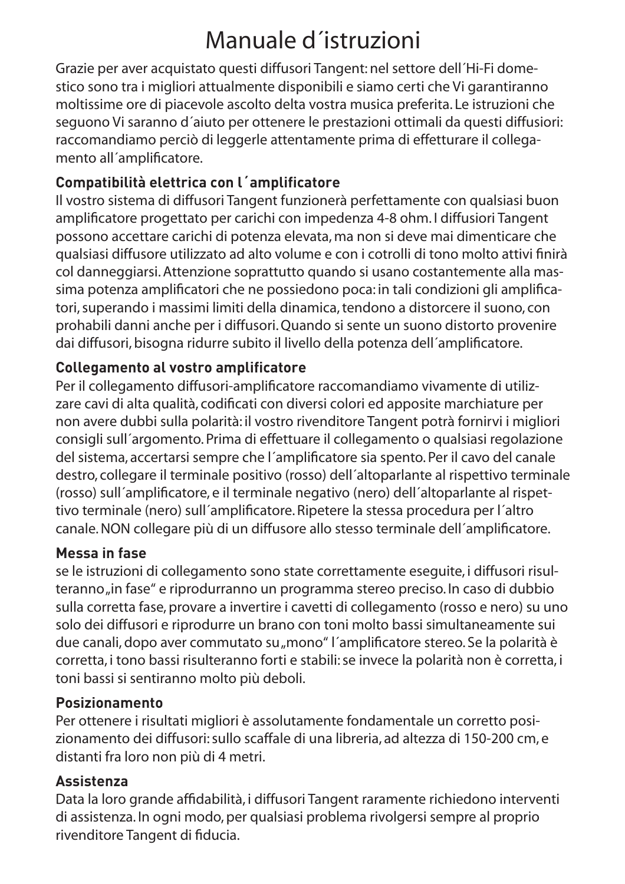# Manuale d´istruzioni

Grazie per aver acquistato questi diffusori Tangent: nel settore dell´Hi-Fi domestico sono tra i migliori attualmente disponibili e siamo certi che Vi garantiranno moltissime ore di piacevole ascolto delta vostra musica preferita. Le istruzioni che seguono Vi saranno d´aiuto per ottenere le prestazioni ottimali da questi diffusiori: raccomandiamo perciò di leggerle attentamente prima di effetturare il collegamento all´amplificatore.

**Compatibilità elettrica con l´amplificatore**

Il vostro sistema di diffusori Tangent funzionerà perfettamente con qualsiasi buon amplificatore progettato per carichi con impedenza 4-8 ohm. I diffusiori Tangent possono accettare carichi di potenza elevata, ma non si deve mai dimenticare che qualsiasi diffusore utilizzato ad alto volume e con i cotrolli di tono molto attivi finirà col danneggiarsi. Attenzione soprattutto quando si usano costantemente alla massima potenza amplificatori che ne possiedono poca: in tali condizioni gli amplificatori, superando i massimi limiti della dinamica, tendono a distorcere il suono, con prohabili danni anche per i diffusori. Quando si sente un suono distorto provenire dai diffusori, bisogna ridurre subito il livello della potenza dell´amplificatore.

**Collegamento al vostro amplificatore**

Per il collegamento diffusori-amplificatore raccomandiamo vivamente di utilizzare cavi di alta qualità, codificati con diversi colori ed apposite marchiature per non avere dubbi sulla polarità: il vostro rivenditore Tangent potrà fornirvi i migliori consigli sull´argomento. Prima di effettuare il collegamento o qualsiasi regolazione del sistema, accertarsi sempre che l´amplificatore sia spento. Per il cavo del canale destro, collegare il terminale positivo (rosso) dell´altoparlante al rispettivo terminale (rosso) sull´amplificatore, e il terminale negativo (nero) dell´altoparlante al rispettivo terminale (nero) sull´amplificatore. Ripetere la stessa procedura per l´altro canale. NON collegare più di un diffusore allo stesso terminale dell´amplificatore.

**Messa in fase**

se le istruzioni di collegamento sono state correttamente eseguite, i diffusori risulteranno „in fase" e riprodurranno un programma stereo preciso. In caso di dubbio sulla corretta fase, provare a invertire i cavetti di collegamento (rosso e nero) su uno solo dei diffusori e riprodurre un brano con toni molto bassi simultaneamente sui due canali, dopo aver commutato su „mono" l´amplificatore stereo. Se la polarità è corretta, i tono bassi risulteranno forti e stabili: se invece la polarità non è corretta, i toni bassi si sentiranno molto più deboli.

**Posizionamento**

Per ottenere i risultati migliori è assolutamente fondamentale un corretto posizionamento dei diffusori: sullo scaffale di una libreria, ad altezza di 150-200 cm, e distanti fra loro non più di 4 metri.

**Assistenza**

Data la loro grande affidabilità, i diffusori Tangent raramente richiedono interventi di assistenza. In ogni modo, per qualsiasi problema rivolgersi sempre al proprio rivenditore Tangent di fiducia.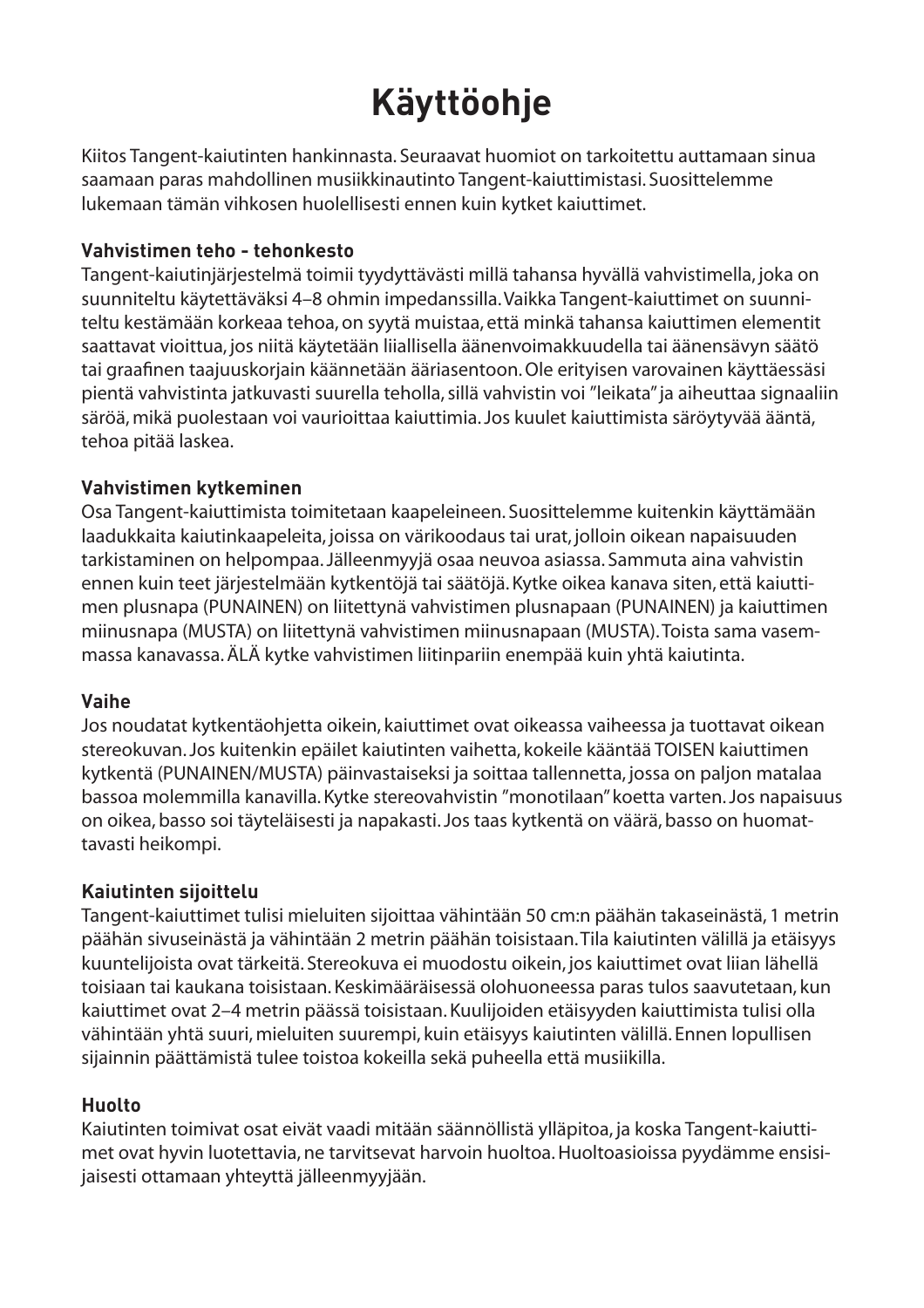# Käyttöohje

Kiitos Tangent-kaiutinten hankinnasta. Seuraavat huomiot on tarkoitettu auttamaan sinua saamaan paras mahdollinen musiikkinautinto Tangent-kaiuttimistasi. Suosittelemme lukemaan tämän vihkosen huolellisesti ennen kuin kytket kaiuttimet.

### Vahvistimen teho - tehonkesto

Tangent-kaiutinjärjestelmä toimii tyydyttävästi millä tahansa hyvällä vahvistimella, joka on suunniteltu käytettäväksi 4–8 ohmin impedanssilla. Vaikka Tangent-kaiuttimet on suunniteltu kestämään korkeaa tehoa, on syytä muistaa, että minkä tahansa kaiuttimen elementit saattavat vioittua, jos niitä käytetään liiallisella äänenvoimakkuudella tai äänensävyn säätö tai graafinen taajuuskorjain käännetään ääriasentoon. Ole erityisen varovainen käyttäessäsi pientä vahvistinta jatkuvasti suurella teholla, sillä vahvistin voi "leikata" ja aiheuttaa signaaliin säröä, mikä puolestaan voi vaurioittaa kaiuttimia. Jos kuulet kaiuttimista säröytyvää ääntä, tehoa pitää laskea.

### Vahvistimen kytkeminen

Osa Tangent-kaiuttimista toimitetaan kaapeleineen. Suosittelemme kuitenkin käyttämään laadukkaita kaiutinkaapeleita, joissa on värikoodaus tai urat, jolloin oikean napaisuuden tarkistaminen on helpompaa. Jälleenmyyjä osaa neuvoa asiassa. Sammuta aina vahvistin ennen kuin teet järjestelmään kytkentöjä tai säätöjä. Kytke oikea kanava siten, että kaiuttimen plusnapa (PUNAINEN) on liitettynä vahvistimen plusnapaan (PUNAINEN) ja kaiuttimen miinusnapa (MUSTA) on liitettynä vahvistimen miinusnapaan (MUSTA). Toista sama vasemmassa kanavassa. ÄLÄ kytke vahvistimen liitinpariin enempää kuin yhtä kaiutinta.

### Vaihe

Jos noudatat kytkentäohjetta oikein, kaiuttimet ovat oikeassa vaiheessa ja tuottavat oikean stereokuvan. Jos kuitenkin epäilet kaiutinten vaihetta, kokeile kääntää TOISEN kaiuttimen kytkentä (PUNAINEN/MUSTA) päinvastaiseksi ja soittaa tallennetta, jossa on paljon matalaa bassoa molemmilla kanavilla. Kytke stereovahvistin "monotilaan" koetta varten. Jos napaisuus on oikea, basso soi täyteläisesti ja napakasti. Jos taas kytkentä on väärä, basso on huomattavasti heikompi.

### Kaiutinten sijoittelu

Tangent-kaiuttimet tulisi mieluiten sijoittaa vähintään 50 cm:n päähän takaseinästä, 1 metrin päähän sivuseinästä ja vähintään 2 metrin päähän toisistaan. Tila kaiutinten välillä ja etäisyys kuuntelijoista ovat tärkeitä. Stereokuva ei muodostu oikein, jos kaiuttimet ovat liian lähellä toisiaan tai kaukana toisistaan. Keskimääräisessä olohuoneessa paras tulos saavutetaan, kun kaiuttimet ovat 2–4 metrin päässä toisistaan. Kuulijoiden etäisyyden kaiuttimista tulisi olla vähintään yhtä suuri, mieluiten suurempi, kuin etäisyys kaiutinten välillä. Ennen lopullisen sijainnin päättämistä tulee toistoa kokeilla sekä puheella että musiikilla.

### Huolto

Kaiutinten toimivat osat eivät vaadi mitään säännöllistä ylläpitoa, ja koska Tangent-kaiuttimet ovat hyvin luotettavia, ne tarvitsevat harvoin huoltoa. Huoltoasioissa pyydämme ensisijaisesti ottamaan yhteyttä jälleenmyyjään.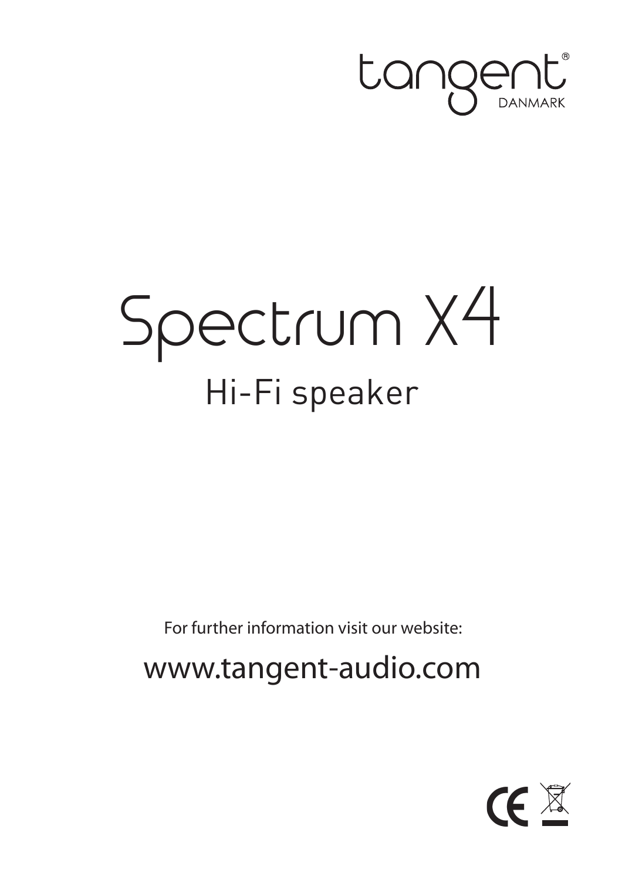tangent®
DANMARK

# Spectrum X4

## Hi-Fi speaker

For further information visit our website:

www.tangent-audio.com